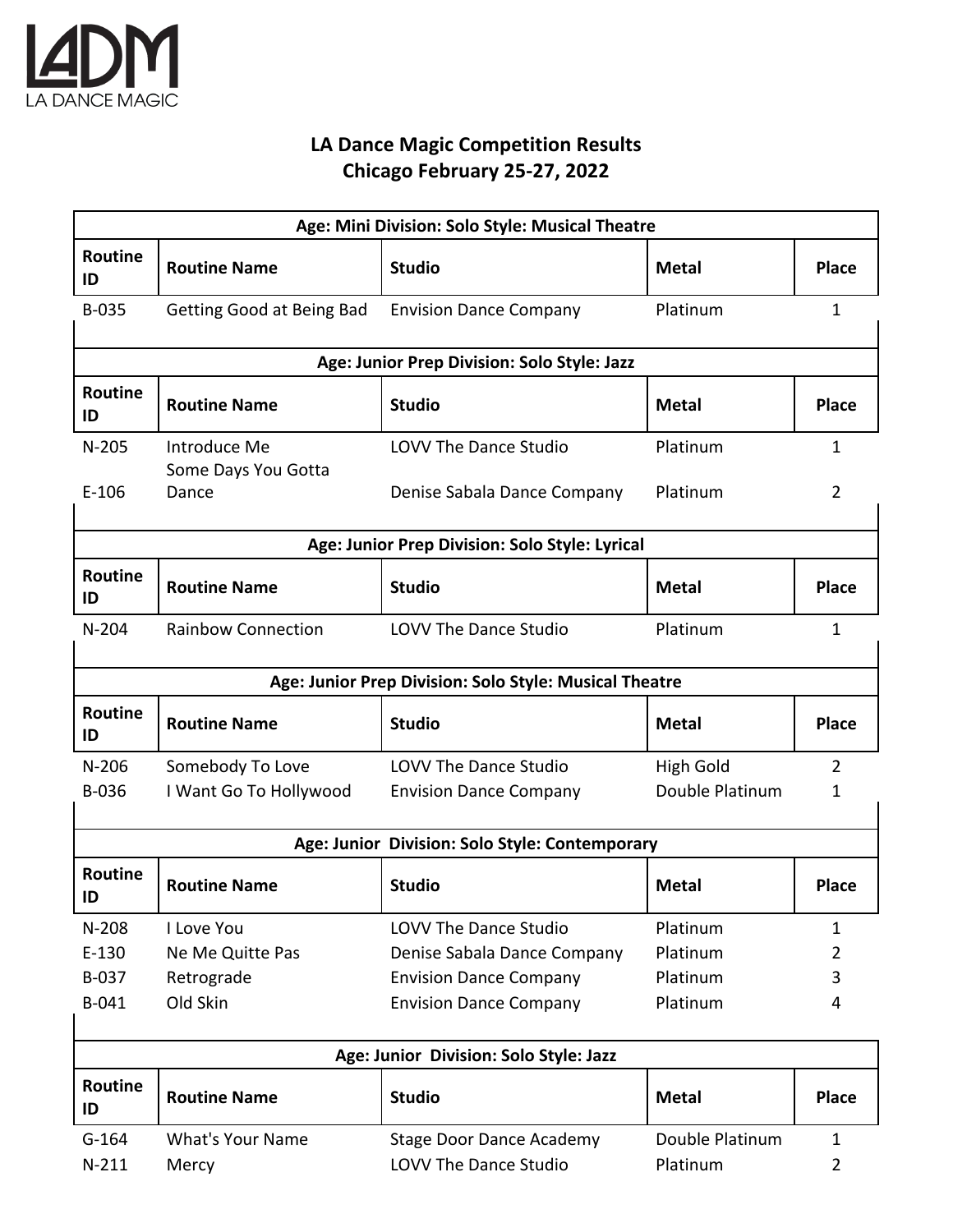LADM
LA DANCE MAGIC

# LA Dance Magic Competition Results
## Chicago February 25-27, 2022

**Age: Mini Division: Solo Style: Musical Theatre**

| Routine ID | Routine Name | Studio | Metal | Place |
|---|---|---|---|---|
| B-035 | Getting Good at Being Bad | Envision Dance Company | Platinum | 1 |

**Age: Junior Prep Division: Solo Style: Jazz**

| Routine ID | Routine Name | Studio | Metal | Place |
|---|---|---|---|---|
| N-205 | Introduce Me | LOVV The Dance Studio | Platinum | 1 |
| E-106 | Some Days You Gotta Dance | Denise Sabala Dance Company | Platinum | 2 |

**Age: Junior Prep Division: Solo Style: Lyrical**

| Routine ID | Routine Name | Studio | Metal | Place |
|---|---|---|---|---|
| N-204 | Rainbow Connection | LOVV The Dance Studio | Platinum | 1 |

**Age: Junior Prep Division: Solo Style: Musical Theatre**

| Routine ID | Routine Name | Studio | Metal | Place |
|---|---|---|---|---|
| N-206 | Somebody To Love | LOVV The Dance Studio | High Gold | 2 |
| B-036 | I Want Go To Hollywood | Envision Dance Company | Double Platinum | 1 |

**Age: Junior Division: Solo Style: Contemporary**

| Routine ID | Routine Name | Studio | Metal | Place |
|---|---|---|---|---|
| N-208 | I Love You | LOVV The Dance Studio | Platinum | 1 |
| E-130 | Ne Me Quitte Pas | Denise Sabala Dance Company | Platinum | 2 |
| B-037 | Retrograde | Envision Dance Company | Platinum | 3 |
| B-041 | Old Skin | Envision Dance Company | Platinum | 4 |

**Age: Junior Division: Solo Style: Jazz**

| Routine ID | Routine Name | Studio | Metal | Place |
|---|---|---|---|---|
| G-164 | What's Your Name | Stage Door Dance Academy | Double Platinum | 1 |
| N-211 | Mercy | LOVV The Dance Studio | Platinum | 2 |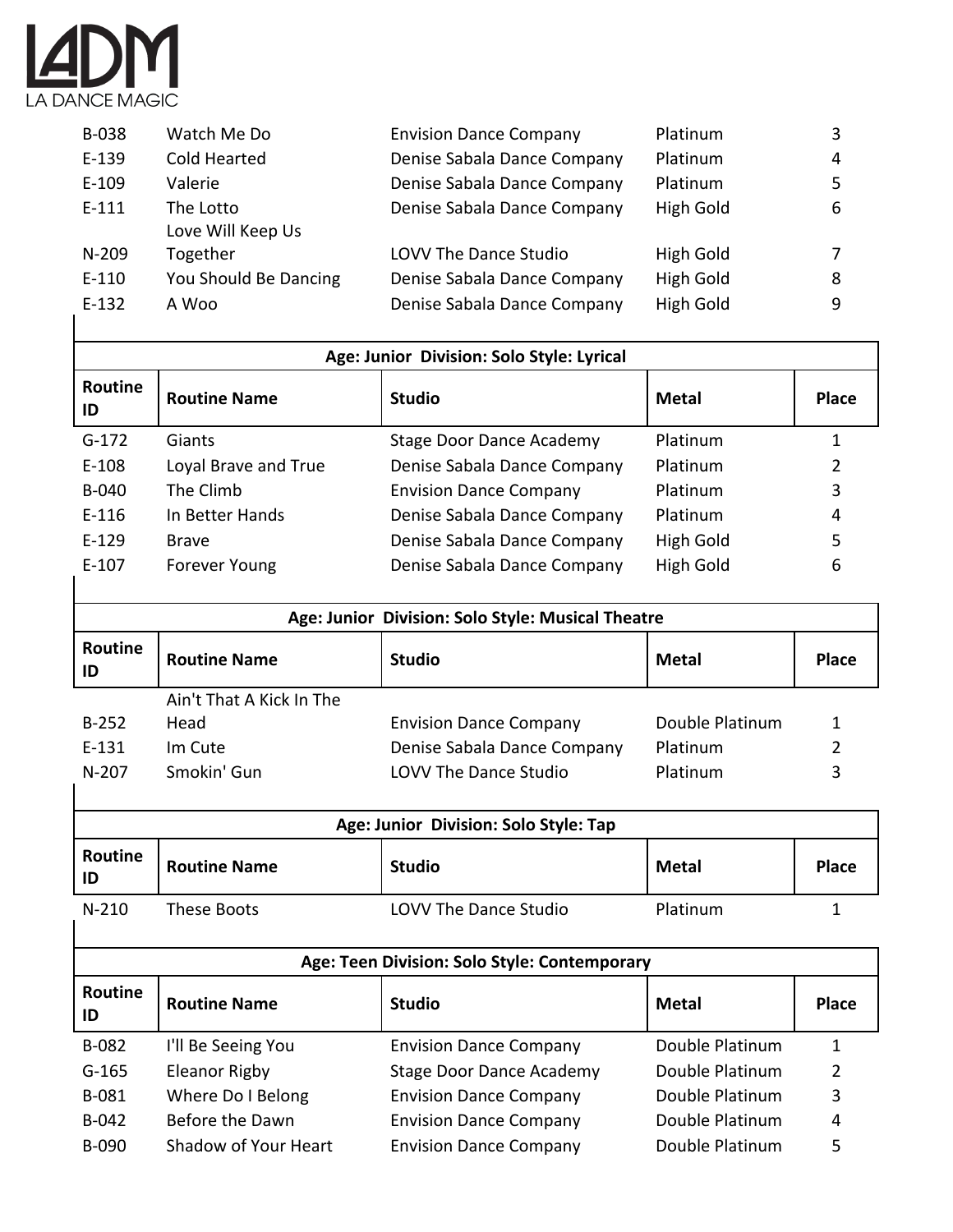| | | | | |
|---|---|---|---|---|
| B-038 | Watch Me Do | Envision Dance Company | Platinum | 3 |
| E-139 | Cold Hearted | Denise Sabala Dance Company | Platinum | 4 |
| E-109 | Valerie | Denise Sabala Dance Company | Platinum | 5 |
| E-111 | The Lotto | Denise Sabala Dance Company | High Gold | 6 |
| N-209 | Love Will Keep Us Together | LOVV The Dance Studio | High Gold | 7 |
| E-110 | You Should Be Dancing | Denise Sabala Dance Company | High Gold | 8 |
| E-132 | A Woo | Denise Sabala Dance Company | High Gold | 9 |

**Age: Junior Division: Solo Style: Lyrical**

| Routine ID | Routine Name | Studio | Metal | Place |
|---|---|---|---|---|
| G-172 | Giants | Stage Door Dance Academy | Platinum | 1 |
| E-108 | Loyal Brave and True | Denise Sabala Dance Company | Platinum | 2 |
| B-040 | The Climb | Envision Dance Company | Platinum | 3 |
| E-116 | In Better Hands | Denise Sabala Dance Company | Platinum | 4 |
| E-129 | Brave | Denise Sabala Dance Company | High Gold | 5 |
| E-107 | Forever Young | Denise Sabala Dance Company | High Gold | 6 |

**Age: Junior Division: Solo Style: Musical Theatre**

| Routine ID | Routine Name | Studio | Metal | Place |
|---|---|---|---|---|
| B-252 | Ain't That A Kick In The Head | Envision Dance Company | Double Platinum | 1 |
| E-131 | Im Cute | Denise Sabala Dance Company | Platinum | 2 |
| N-207 | Smokin' Gun | LOVV The Dance Studio | Platinum | 3 |

**Age: Junior Division: Solo Style: Tap**

| Routine ID | Routine Name | Studio | Metal | Place |
|---|---|---|---|---|
| N-210 | These Boots | LOVV The Dance Studio | Platinum | 1 |

**Age: Teen Division: Solo Style: Contemporary**

| Routine ID | Routine Name | Studio | Metal | Place |
|---|---|---|---|---|
| B-082 | I'll Be Seeing You | Envision Dance Company | Double Platinum | 1 |
| G-165 | Eleanor Rigby | Stage Door Dance Academy | Double Platinum | 2 |
| B-081 | Where Do I Belong | Envision Dance Company | Double Platinum | 3 |
| B-042 | Before the Dawn | Envision Dance Company | Double Platinum | 4 |
| B-090 | Shadow of Your Heart | Envision Dance Company | Double Platinum | 5 |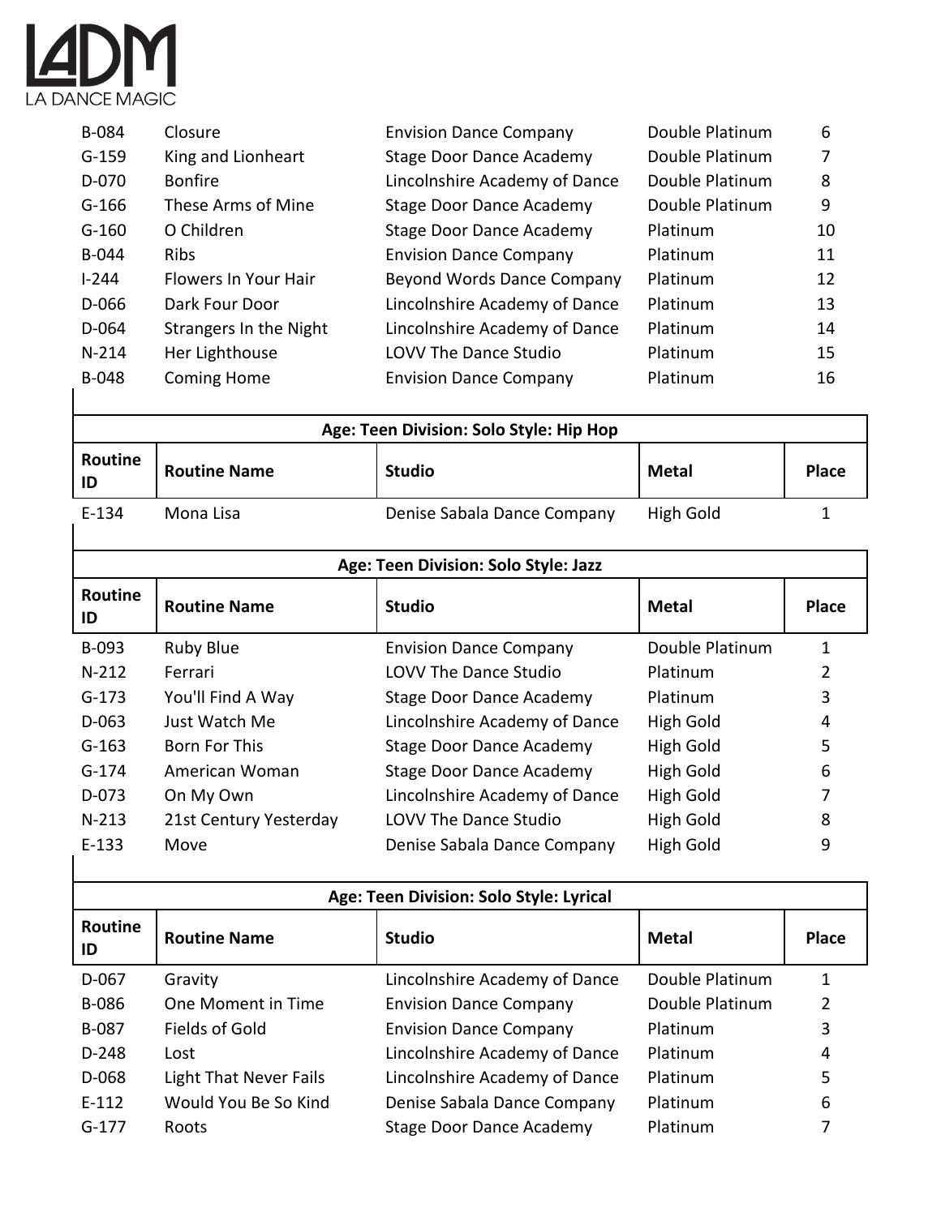| | | | | |
|---|---|---|---|---|
| B-084 | Closure | Envision Dance Company | Double Platinum | 6 |
| G-159 | King and Lionheart | Stage Door Dance Academy | Double Platinum | 7 |
| D-070 | Bonfire | Lincolnshire Academy of Dance | Double Platinum | 8 |
| G-166 | These Arms of Mine | Stage Door Dance Academy | Double Platinum | 9 |
| G-160 | O Children | Stage Door Dance Academy | Platinum | 10 |
| B-044 | Ribs | Envision Dance Company | Platinum | 11 |
| I-244 | Flowers In Your Hair | Beyond Words Dance Company | Platinum | 12 |
| D-066 | Dark Four Door | Lincolnshire Academy of Dance | Platinum | 13 |
| D-064 | Strangers In the Night | Lincolnshire Academy of Dance | Platinum | 14 |
| N-214 | Her Lighthouse | LOVV The Dance Studio | Platinum | 15 |
| B-048 | Coming Home | Envision Dance Company | Platinum | 16 |

**Age: Teen Division: Solo Style: Hip Hop**

| Routine ID | Routine Name | Studio | Metal | Place |
|---|---|---|---|---|
| E-134 | Mona Lisa | Denise Sabala Dance Company | High Gold | 1 |

**Age: Teen Division: Solo Style: Jazz**

| Routine ID | Routine Name | Studio | Metal | Place |
|---|---|---|---|---|
| B-093 | Ruby Blue | Envision Dance Company | Double Platinum | 1 |
| N-212 | Ferrari | LOVV The Dance Studio | Platinum | 2 |
| G-173 | You'll Find A Way | Stage Door Dance Academy | Platinum | 3 |
| D-063 | Just Watch Me | Lincolnshire Academy of Dance | High Gold | 4 |
| G-163 | Born For This | Stage Door Dance Academy | High Gold | 5 |
| G-174 | American Woman | Stage Door Dance Academy | High Gold | 6 |
| D-073 | On My Own | Lincolnshire Academy of Dance | High Gold | 7 |
| N-213 | 21st Century Yesterday | LOVV The Dance Studio | High Gold | 8 |
| E-133 | Move | Denise Sabala Dance Company | High Gold | 9 |

**Age: Teen Division: Solo Style: Lyrical**

| Routine ID | Routine Name | Studio | Metal | Place |
|---|---|---|---|---|
| D-067 | Gravity | Lincolnshire Academy of Dance | Double Platinum | 1 |
| B-086 | One Moment in Time | Envision Dance Company | Double Platinum | 2 |
| B-087 | Fields of Gold | Envision Dance Company | Platinum | 3 |
| D-248 | Lost | Lincolnshire Academy of Dance | Platinum | 4 |
| D-068 | Light That Never Fails | Lincolnshire Academy of Dance | Platinum | 5 |
| E-112 | Would You Be So Kind | Denise Sabala Dance Company | Platinum | 6 |
| G-177 | Roots | Stage Door Dance Academy | Platinum | 7 |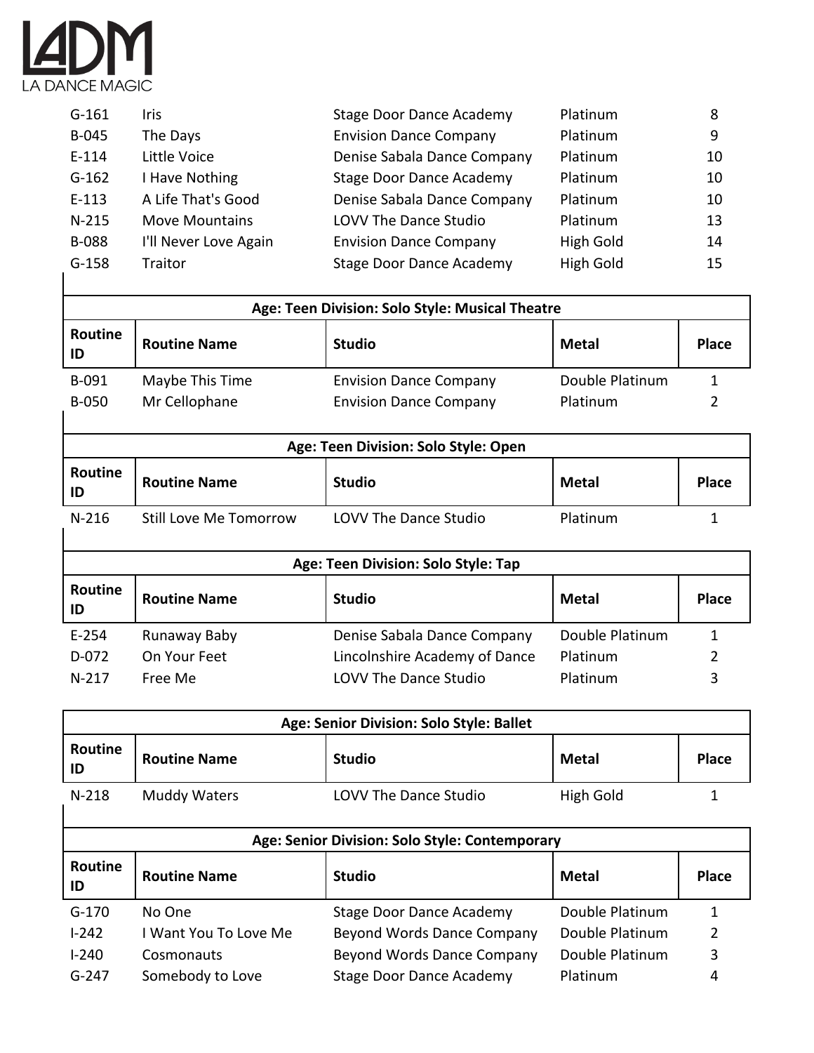| Routine ID | Routine Name | Studio | Metal | Place |
|---|---|---|---|---|
| G-161 | Iris | Stage Door Dance Academy | Platinum | 8 |
| B-045 | The Days | Envision Dance Company | Platinum | 9 |
| E-114 | Little Voice | Denise Sabala Dance Company | Platinum | 10 |
| G-162 | I Have Nothing | Stage Door Dance Academy | Platinum | 10 |
| E-113 | A Life That's Good | Denise Sabala Dance Company | Platinum | 10 |
| N-215 | Move Mountains | LOVV The Dance Studio | Platinum | 13 |
| B-088 | I'll Never Love Again | Envision Dance Company | High Gold | 14 |
| G-158 | Traitor | Stage Door Dance Academy | High Gold | 15 |

**Age: Teen Division: Solo Style: Musical Theatre**

| Routine ID | Routine Name | Studio | Metal | Place |
|---|---|---|---|---|
| B-091 | Maybe This Time | Envision Dance Company | Double Platinum | 1 |
| B-050 | Mr Cellophane | Envision Dance Company | Platinum | 2 |

**Age: Teen Division: Solo Style: Open**

| Routine ID | Routine Name | Studio | Metal | Place |
|---|---|---|---|---|
| N-216 | Still Love Me Tomorrow | LOVV The Dance Studio | Platinum | 1 |

**Age: Teen Division: Solo Style: Tap**

| Routine ID | Routine Name | Studio | Metal | Place |
|---|---|---|---|---|
| E-254 | Runaway Baby | Denise Sabala Dance Company | Double Platinum | 1 |
| D-072 | On Your Feet | Lincolnshire Academy of Dance | Platinum | 2 |
| N-217 | Free Me | LOVV The Dance Studio | Platinum | 3 |

**Age: Senior Division: Solo Style: Ballet**

| Routine ID | Routine Name | Studio | Metal | Place |
|---|---|---|---|---|
| N-218 | Muddy Waters | LOVV The Dance Studio | High Gold | 1 |

**Age: Senior Division: Solo Style: Contemporary**

| Routine ID | Routine Name | Studio | Metal | Place |
|---|---|---|---|---|
| G-170 | No One | Stage Door Dance Academy | Double Platinum | 1 |
| I-242 | I Want You To Love Me | Beyond Words Dance Company | Double Platinum | 2 |
| I-240 | Cosmonauts | Beyond Words Dance Company | Double Platinum | 3 |
| G-247 | Somebody to Love | Stage Door Dance Academy | Platinum | 4 |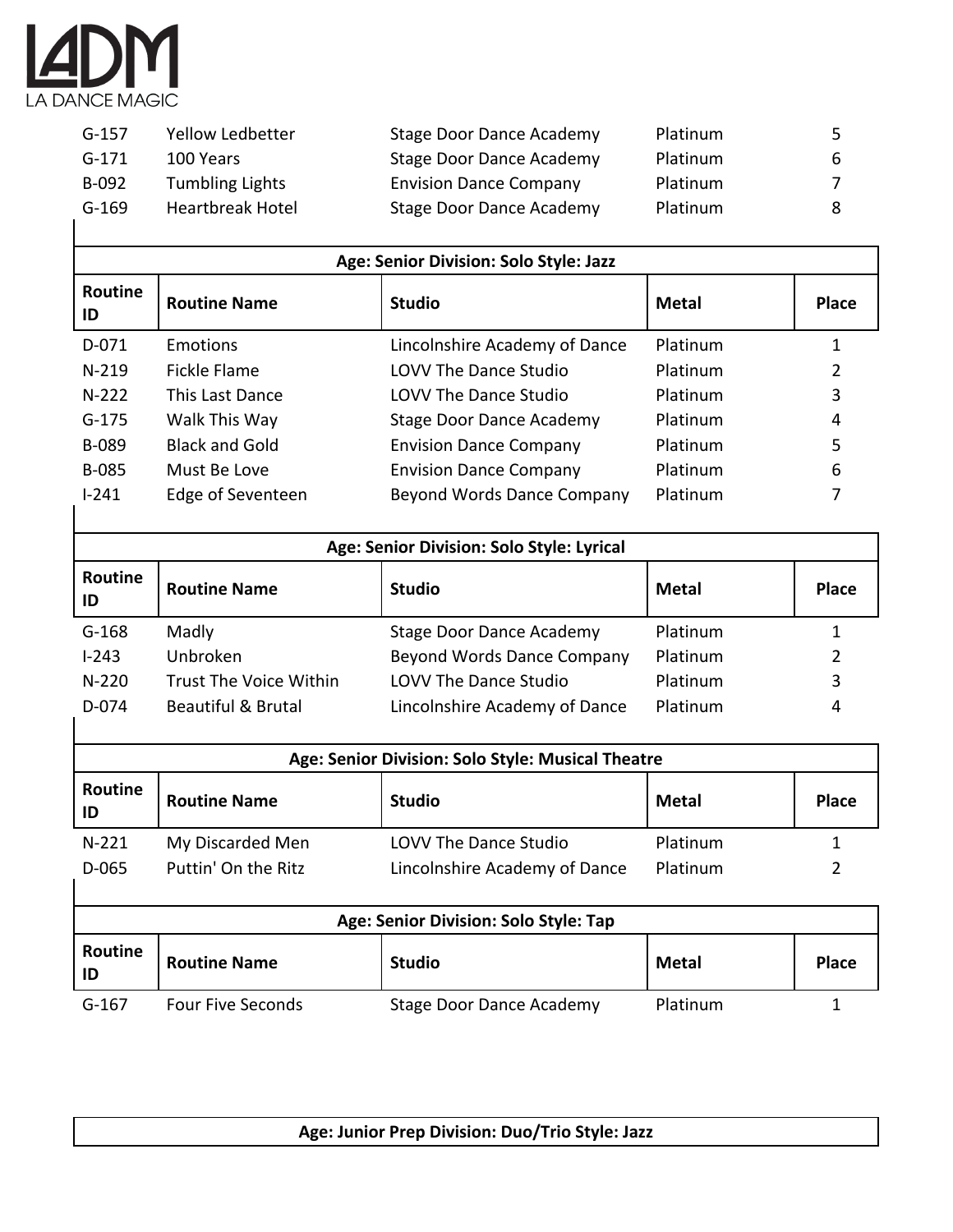| | | | | |
|---|---|---|---|---|
| G-157 | Yellow Ledbetter | Stage Door Dance Academy | Platinum | 5 |
| G-171 | 100 Years | Stage Door Dance Academy | Platinum | 6 |
| B-092 | Tumbling Lights | Envision Dance Company | Platinum | 7 |
| G-169 | Heartbreak Hotel | Stage Door Dance Academy | Platinum | 8 |

**Age: Senior Division: Solo Style: Jazz**

| Routine ID | Routine Name | Studio | Metal | Place |
|---|---|---|---|---|
| D-071 | Emotions | Lincolnshire Academy of Dance | Platinum | 1 |
| N-219 | Fickle Flame | LOVV The Dance Studio | Platinum | 2 |
| N-222 | This Last Dance | LOVV The Dance Studio | Platinum | 3 |
| G-175 | Walk This Way | Stage Door Dance Academy | Platinum | 4 |
| B-089 | Black and Gold | Envision Dance Company | Platinum | 5 |
| B-085 | Must Be Love | Envision Dance Company | Platinum | 6 |
| I-241 | Edge of Seventeen | Beyond Words Dance Company | Platinum | 7 |

**Age: Senior Division: Solo Style: Lyrical**

| Routine ID | Routine Name | Studio | Metal | Place |
|---|---|---|---|---|
| G-168 | Madly | Stage Door Dance Academy | Platinum | 1 |
| I-243 | Unbroken | Beyond Words Dance Company | Platinum | 2 |
| N-220 | Trust The Voice Within | LOVV The Dance Studio | Platinum | 3 |
| D-074 | Beautiful & Brutal | Lincolnshire Academy of Dance | Platinum | 4 |

**Age: Senior Division: Solo Style: Musical Theatre**

| Routine ID | Routine Name | Studio | Metal | Place |
|---|---|---|---|---|
| N-221 | My Discarded Men | LOVV The Dance Studio | Platinum | 1 |
| D-065 | Puttin' On the Ritz | Lincolnshire Academy of Dance | Platinum | 2 |

**Age: Senior Division: Solo Style: Tap**

| Routine ID | Routine Name | Studio | Metal | Place |
|---|---|---|---|---|
| G-167 | Four Five Seconds | Stage Door Dance Academy | Platinum | 1 |

**Age: Junior Prep Division: Duo/Trio Style: Jazz**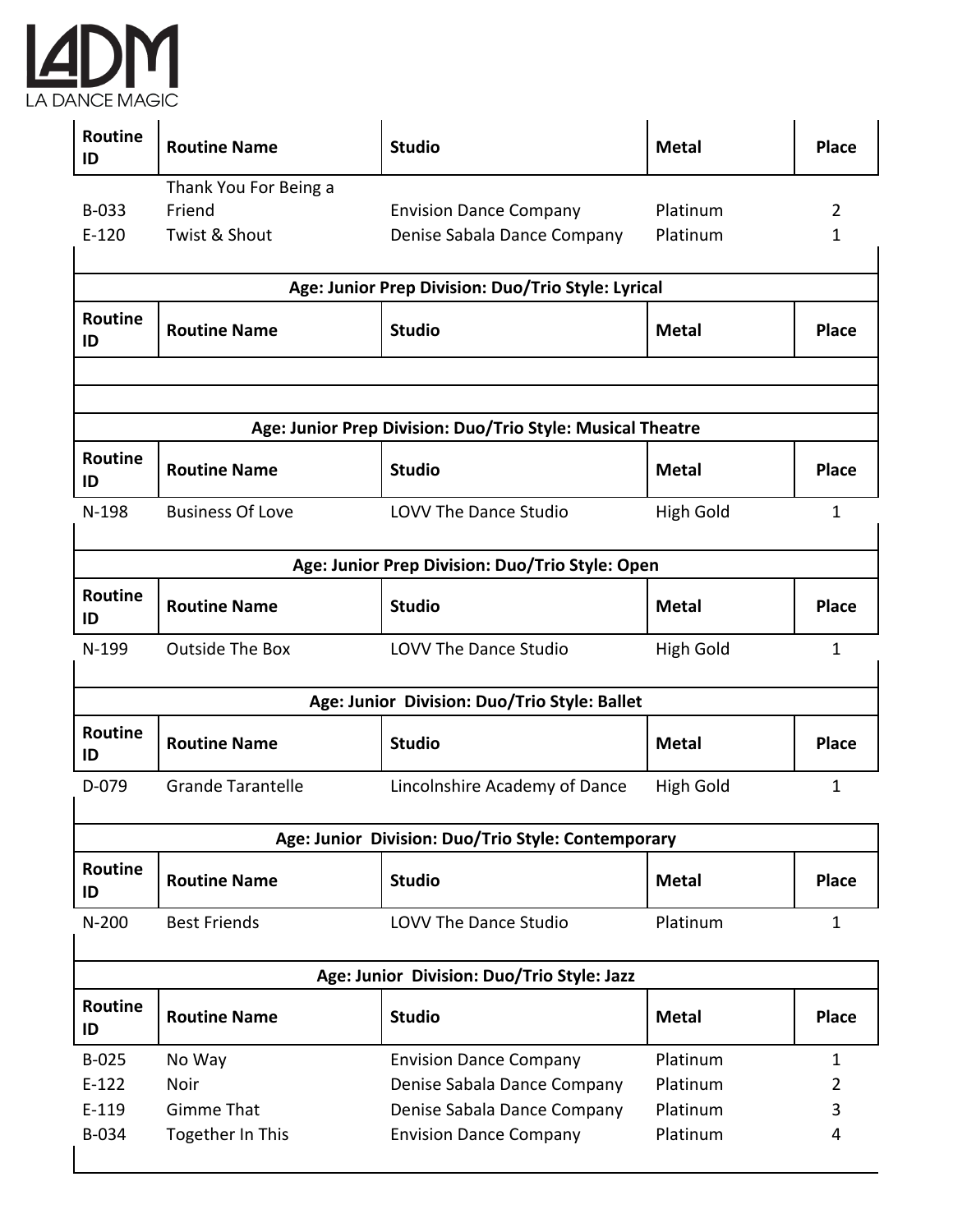| Routine ID | Routine Name | Studio | Metal | Place |
|---|---|---|---|---|
| B-033 | Thank You For Being a Friend | Envision Dance Company | Platinum | 2 |
| E-120 | Twist & Shout | Denise Sabala Dance Company | Platinum | 1 |

**Age: Junior Prep Division: Duo/Trio Style: Lyrical**

| Routine ID | Routine Name | Studio | Metal | Place |
|---|---|---|---|---|

**Age: Junior Prep Division: Duo/Trio Style: Musical Theatre**

| Routine ID | Routine Name | Studio | Metal | Place |
|---|---|---|---|---|
| N-198 | Business Of Love | LOVV The Dance Studio | High Gold | 1 |

**Age: Junior Prep Division: Duo/Trio Style: Open**

| Routine ID | Routine Name | Studio | Metal | Place |
|---|---|---|---|---|
| N-199 | Outside The Box | LOVV The Dance Studio | High Gold | 1 |

**Age: Junior Division: Duo/Trio Style: Ballet**

| Routine ID | Routine Name | Studio | Metal | Place |
|---|---|---|---|---|
| D-079 | Grande Tarantelle | Lincolnshire Academy of Dance | High Gold | 1 |

**Age: Junior Division: Duo/Trio Style: Contemporary**

| Routine ID | Routine Name | Studio | Metal | Place |
|---|---|---|---|---|
| N-200 | Best Friends | LOVV The Dance Studio | Platinum | 1 |

**Age: Junior Division: Duo/Trio Style: Jazz**

| Routine ID | Routine Name | Studio | Metal | Place |
|---|---|---|---|---|
| B-025 | No Way | Envision Dance Company | Platinum | 1 |
| E-122 | Noir | Denise Sabala Dance Company | Platinum | 2 |
| E-119 | Gimme That | Denise Sabala Dance Company | Platinum | 3 |
| B-034 | Together In This | Envision Dance Company | Platinum | 4 |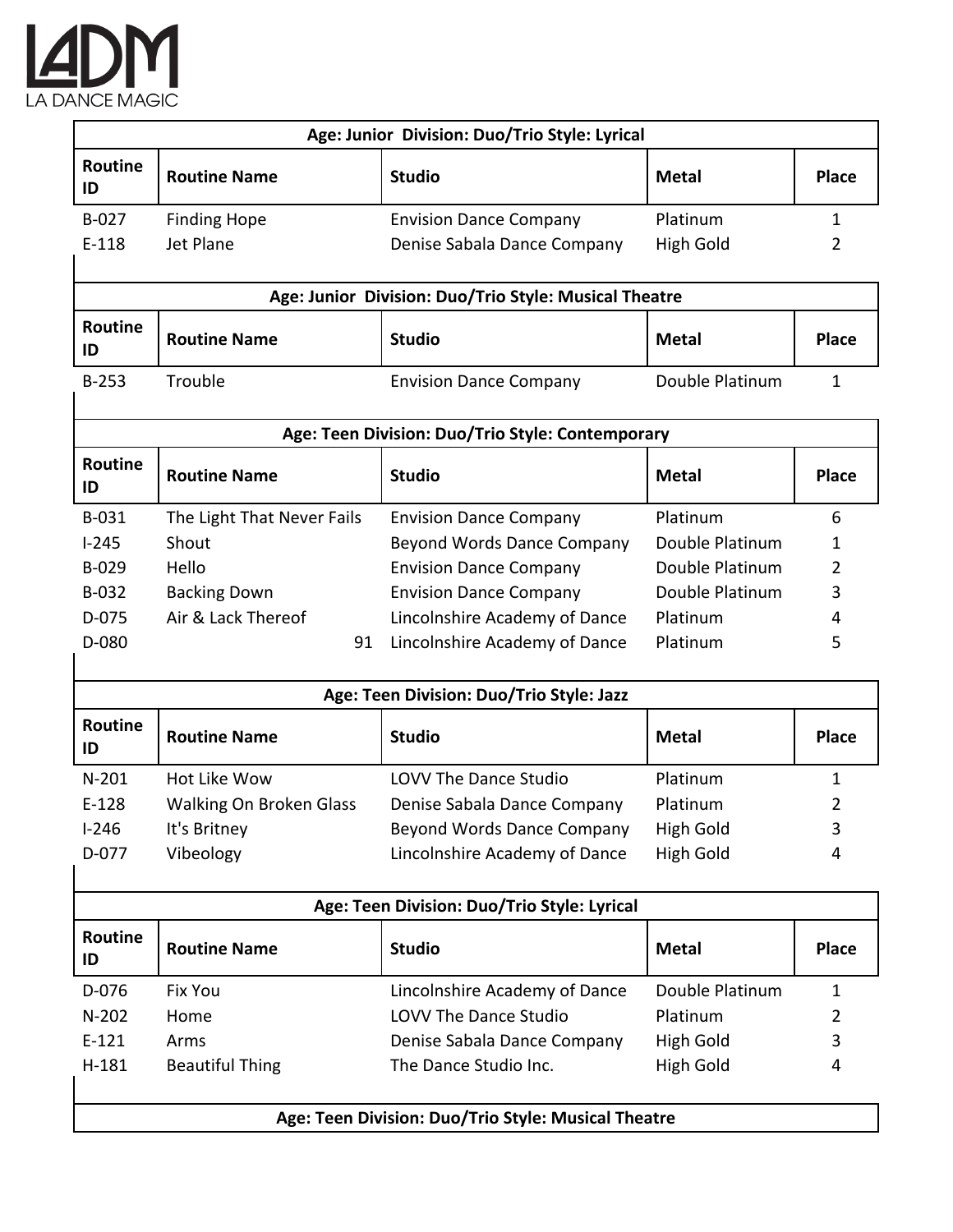**LADM**
LA DANCE MAGIC

| Age: Junior Division: Duo/Trio Style: Lyrical | | | | |
|---|---|---|---|---|
| **Routine ID** | **Routine Name** | **Studio** | **Metal** | **Place** |
| B-027 | Finding Hope | Envision Dance Company | Platinum | 1 |
| E-118 | Jet Plane | Denise Sabala Dance Company | High Gold | 2 |

| Age: Junior Division: Duo/Trio Style: Musical Theatre | | | | |
|---|---|---|---|---|
| **Routine ID** | **Routine Name** | **Studio** | **Metal** | **Place** |
| B-253 | Trouble | Envision Dance Company | Double Platinum | 1 |

| Age: Teen Division: Duo/Trio Style: Contemporary | | | | |
|---|---|---|---|---|
| **Routine ID** | **Routine Name** | **Studio** | **Metal** | **Place** |
| B-031 | The Light That Never Fails | Envision Dance Company | Platinum | 6 |
| I-245 | Shout | Beyond Words Dance Company | Double Platinum | 1 |
| B-029 | Hello | Envision Dance Company | Double Platinum | 2 |
| B-032 | Backing Down | Envision Dance Company | Double Platinum | 3 |
| D-075 | Air & Lack Thereof | Lincolnshire Academy of Dance | Platinum | 4 |
| D-080 | 91 | Lincolnshire Academy of Dance | Platinum | 5 |

| Age: Teen Division: Duo/Trio Style: Jazz | | | | |
|---|---|---|---|---|
| **Routine ID** | **Routine Name** | **Studio** | **Metal** | **Place** |
| N-201 | Hot Like Wow | LOVV The Dance Studio | Platinum | 1 |
| E-128 | Walking On Broken Glass | Denise Sabala Dance Company | Platinum | 2 |
| I-246 | It's Britney | Beyond Words Dance Company | High Gold | 3 |
| D-077 | Vibeology | Lincolnshire Academy of Dance | High Gold | 4 |

| Age: Teen Division: Duo/Trio Style: Lyrical | | | | |
|---|---|---|---|---|
| **Routine ID** | **Routine Name** | **Studio** | **Metal** | **Place** |
| D-076 | Fix You | Lincolnshire Academy of Dance | Double Platinum | 1 |
| N-202 | Home | LOVV The Dance Studio | Platinum | 2 |
| E-121 | Arms | Denise Sabala Dance Company | High Gold | 3 |
| H-181 | Beautiful Thing | The Dance Studio Inc. | High Gold | 4 |

**Age: Teen Division: Duo/Trio Style: Musical Theatre**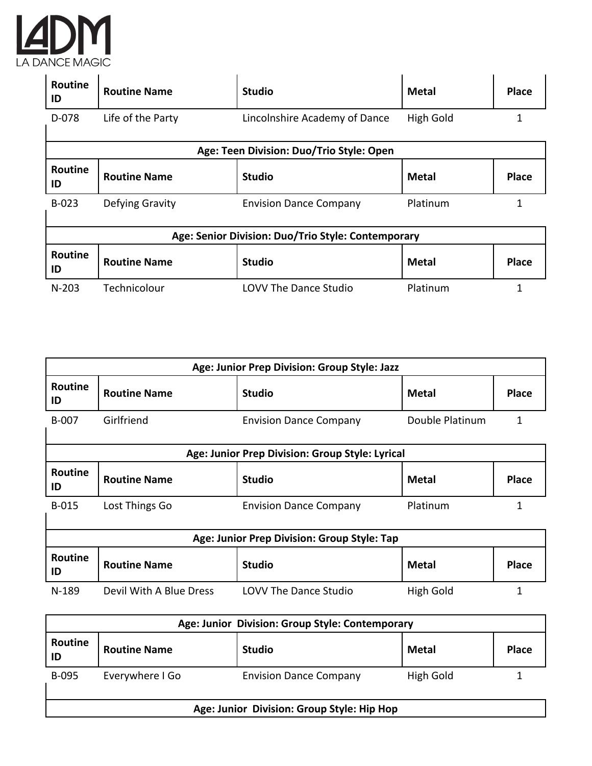| Routine ID | Routine Name | Studio | Metal | Place |
|---|---|---|---|---|
| D-078 | Life of the Party | Lincolnshire Academy of Dance | High Gold | 1 |

**Age: Teen Division: Duo/Trio Style: Open**

| Routine ID | Routine Name | Studio | Metal | Place |
|---|---|---|---|---|
| B-023 | Defying Gravity | Envision Dance Company | Platinum | 1 |

**Age: Senior Division: Duo/Trio Style: Contemporary**

| Routine ID | Routine Name | Studio | Metal | Place |
|---|---|---|---|---|
| N-203 | Technicolour | LOVV The Dance Studio | Platinum | 1 |

**Age: Junior Prep Division: Group Style: Jazz**

| Routine ID | Routine Name | Studio | Metal | Place |
|---|---|---|---|---|
| B-007 | Girlfriend | Envision Dance Company | Double Platinum | 1 |

**Age: Junior Prep Division: Group Style: Lyrical**

| Routine ID | Routine Name | Studio | Metal | Place |
|---|---|---|---|---|
| B-015 | Lost Things Go | Envision Dance Company | Platinum | 1 |

**Age: Junior Prep Division: Group Style: Tap**

| Routine ID | Routine Name | Studio | Metal | Place |
|---|---|---|---|---|
| N-189 | Devil With A Blue Dress | LOVV The Dance Studio | High Gold | 1 |

**Age: Junior Division: Group Style: Contemporary**

| Routine ID | Routine Name | Studio | Metal | Place |
|---|---|---|---|---|
| B-095 | Everywhere I Go | Envision Dance Company | High Gold | 1 |

**Age: Junior Division: Group Style: Hip Hop**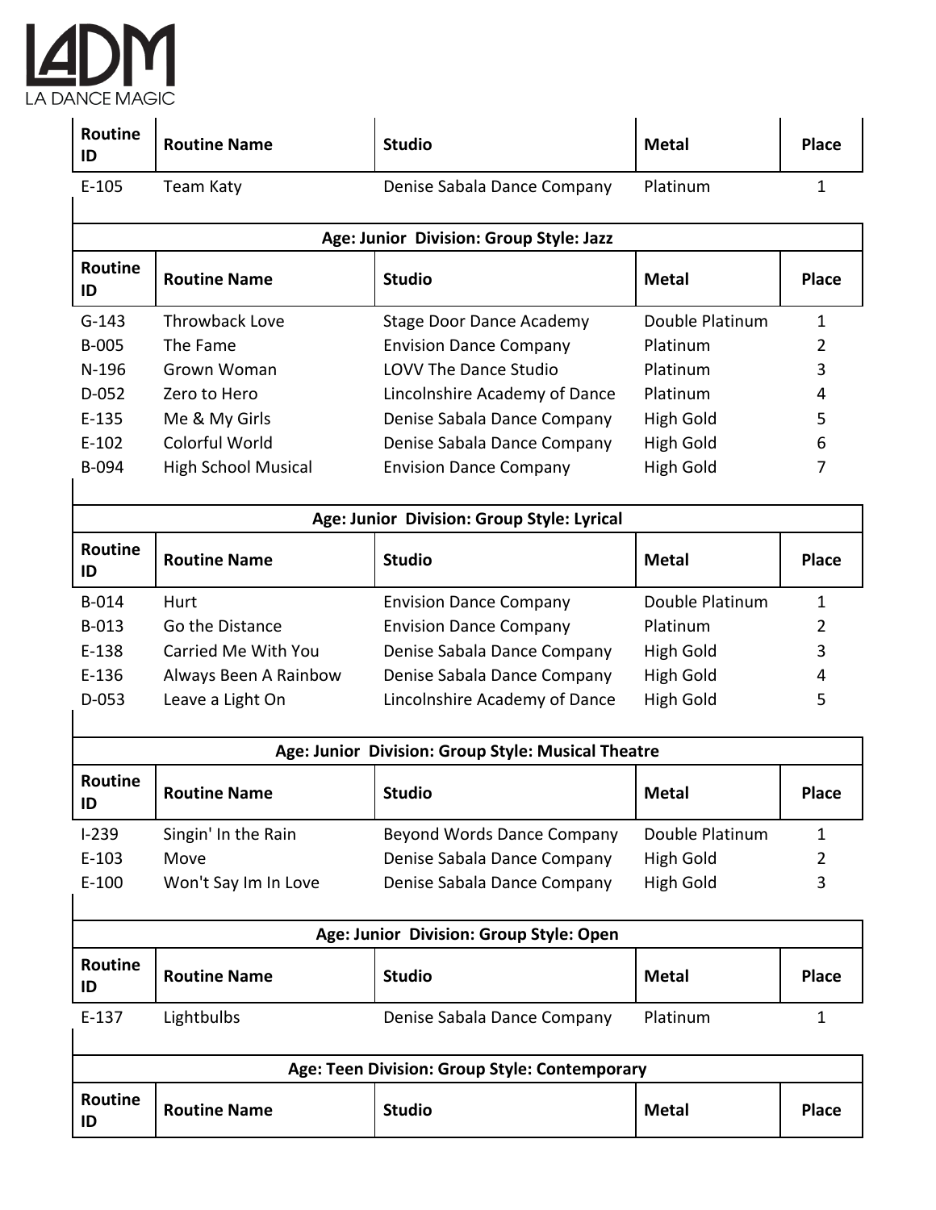| Routine ID | Routine Name | Studio | Metal | Place |
|---|---|---|---|---|
| E-105 | Team Katy | Denise Sabala Dance Company | Platinum | 1 |

**Age: Junior Division: Group Style: Jazz**

| Routine ID | Routine Name | Studio | Metal | Place |
|---|---|---|---|---|
| G-143 | Throwback Love | Stage Door Dance Academy | Double Platinum | 1 |
| B-005 | The Fame | Envision Dance Company | Platinum | 2 |
| N-196 | Grown Woman | LOVV The Dance Studio | Platinum | 3 |
| D-052 | Zero to Hero | Lincolnshire Academy of Dance | Platinum | 4 |
| E-135 | Me & My Girls | Denise Sabala Dance Company | High Gold | 5 |
| E-102 | Colorful World | Denise Sabala Dance Company | High Gold | 6 |
| B-094 | High School Musical | Envision Dance Company | High Gold | 7 |

**Age: Junior Division: Group Style: Lyrical**

| Routine ID | Routine Name | Studio | Metal | Place |
|---|---|---|---|---|
| B-014 | Hurt | Envision Dance Company | Double Platinum | 1 |
| B-013 | Go the Distance | Envision Dance Company | Platinum | 2 |
| E-138 | Carried Me With You | Denise Sabala Dance Company | High Gold | 3 |
| E-136 | Always Been A Rainbow | Denise Sabala Dance Company | High Gold | 4 |
| D-053 | Leave a Light On | Lincolnshire Academy of Dance | High Gold | 5 |

**Age: Junior Division: Group Style: Musical Theatre**

| Routine ID | Routine Name | Studio | Metal | Place |
|---|---|---|---|---|
| I-239 | Singin' In the Rain | Beyond Words Dance Company | Double Platinum | 1 |
| E-103 | Move | Denise Sabala Dance Company | High Gold | 2 |
| E-100 | Won't Say Im In Love | Denise Sabala Dance Company | High Gold | 3 |

**Age: Junior Division: Group Style: Open**

| Routine ID | Routine Name | Studio | Metal | Place |
|---|---|---|---|---|
| E-137 | Lightbulbs | Denise Sabala Dance Company | Platinum | 1 |

**Age: Teen Division: Group Style: Contemporary**

| Routine ID | Routine Name | Studio | Metal | Place |
|---|---|---|---|---|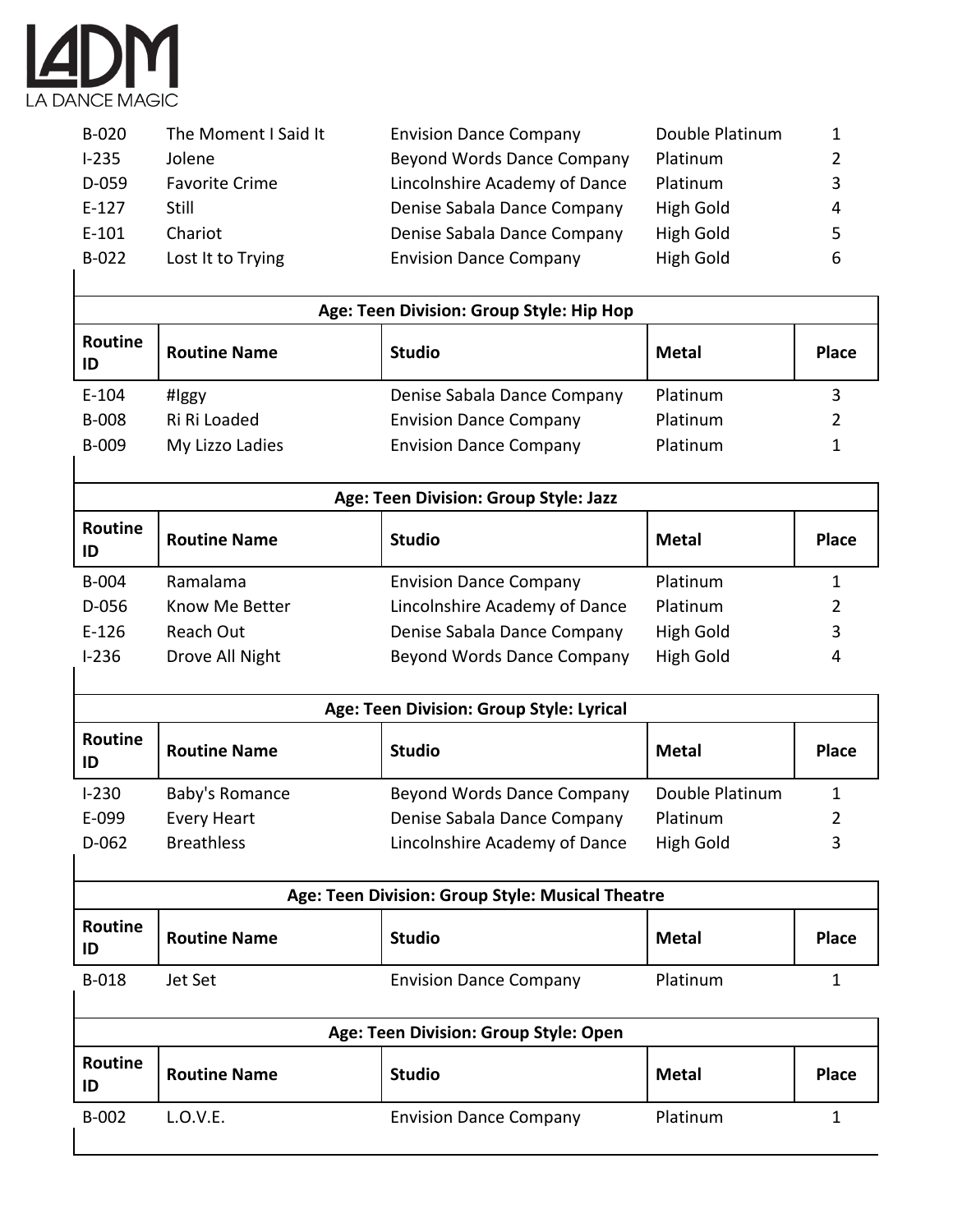| | | | | |
|---|---|---|---|---|
| B-020 | The Moment I Said It | Envision Dance Company | Double Platinum | 1 |
| I-235 | Jolene | Beyond Words Dance Company | Platinum | 2 |
| D-059 | Favorite Crime | Lincolnshire Academy of Dance | Platinum | 3 |
| E-127 | Still | Denise Sabala Dance Company | High Gold | 4 |
| E-101 | Chariot | Denise Sabala Dance Company | High Gold | 5 |
| B-022 | Lost It to Trying | Envision Dance Company | High Gold | 6 |

**Age: Teen Division: Group Style: Hip Hop**

| Routine ID | Routine Name | Studio | Metal | Place |
|---|---|---|---|---|
| E-104 | #Iggy | Denise Sabala Dance Company | Platinum | 3 |
| B-008 | Ri Ri Loaded | Envision Dance Company | Platinum | 2 |
| B-009 | My Lizzo Ladies | Envision Dance Company | Platinum | 1 |

**Age: Teen Division: Group Style: Jazz**

| Routine ID | Routine Name | Studio | Metal | Place |
|---|---|---|---|---|
| B-004 | Ramalama | Envision Dance Company | Platinum | 1 |
| D-056 | Know Me Better | Lincolnshire Academy of Dance | Platinum | 2 |
| E-126 | Reach Out | Denise Sabala Dance Company | High Gold | 3 |
| I-236 | Drove All Night | Beyond Words Dance Company | High Gold | 4 |

**Age: Teen Division: Group Style: Lyrical**

| Routine ID | Routine Name | Studio | Metal | Place |
|---|---|---|---|---|
| I-230 | Baby's Romance | Beyond Words Dance Company | Double Platinum | 1 |
| E-099 | Every Heart | Denise Sabala Dance Company | Platinum | 2 |
| D-062 | Breathless | Lincolnshire Academy of Dance | High Gold | 3 |

**Age: Teen Division: Group Style: Musical Theatre**

| Routine ID | Routine Name | Studio | Metal | Place |
|---|---|---|---|---|
| B-018 | Jet Set | Envision Dance Company | Platinum | 1 |

**Age: Teen Division: Group Style: Open**

| Routine ID | Routine Name | Studio | Metal | Place |
|---|---|---|---|---|
| B-002 | L.O.V.E. | Envision Dance Company | Platinum | 1 |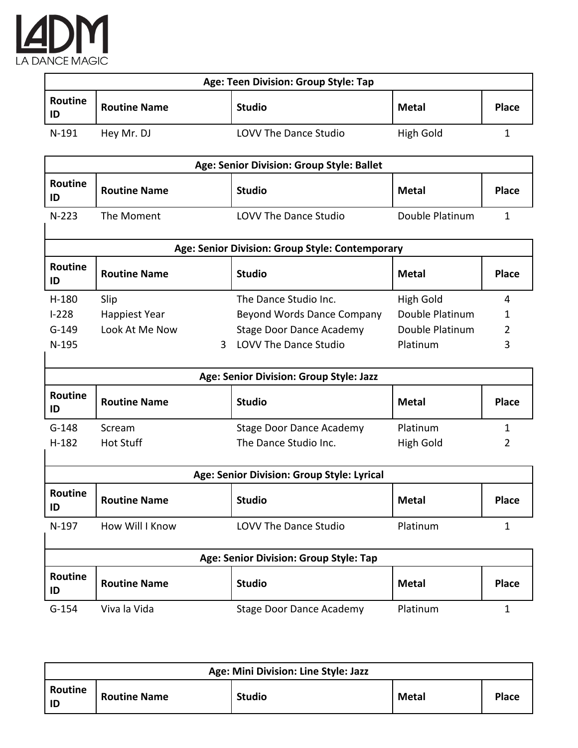| Age: Teen Division: Group Style: Tap | | | | |
|---|---|---|---|---|
| **Routine ID** | **Routine Name** | **Studio** | **Metal** | **Place** |
| N-191 | Hey Mr. DJ | LOVV The Dance Studio | High Gold | 1 |

| Age: Senior Division: Group Style: Ballet | | | | |
|---|---|---|---|---|
| **Routine ID** | **Routine Name** | **Studio** | **Metal** | **Place** |
| N-223 | The Moment | LOVV The Dance Studio | Double Platinum | 1 |

| Age: Senior Division: Group Style: Contemporary | | | | |
|---|---|---|---|---|
| **Routine ID** | **Routine Name** | **Studio** | **Metal** | **Place** |
| H-180 | Slip | The Dance Studio Inc. | High Gold | 4 |
| I-228 | Happiest Year | Beyond Words Dance Company | Double Platinum | 1 |
| G-149 | Look At Me Now | Stage Door Dance Academy | Double Platinum | 2 |
| N-195 | 3 | LOVV The Dance Studio | Platinum | 3 |

| Age: Senior Division: Group Style: Jazz | | | | |
|---|---|---|---|---|
| **Routine ID** | **Routine Name** | **Studio** | **Metal** | **Place** |
| G-148 | Scream | Stage Door Dance Academy | Platinum | 1 |
| H-182 | Hot Stuff | The Dance Studio Inc. | High Gold | 2 |

| Age: Senior Division: Group Style: Lyrical | | | | |
|---|---|---|---|---|
| **Routine ID** | **Routine Name** | **Studio** | **Metal** | **Place** |
| N-197 | How Will I Know | LOVV The Dance Studio | Platinum | 1 |

| Age: Senior Division: Group Style: Tap | | | | |
|---|---|---|---|---|
| **Routine ID** | **Routine Name** | **Studio** | **Metal** | **Place** |
| G-154 | Viva la Vida | Stage Door Dance Academy | Platinum | 1 |

| Age: Mini Division: Line Style: Jazz | | | | |
|---|---|---|---|---|
| **Routine ID** | **Routine Name** | **Studio** | **Metal** | **Place** |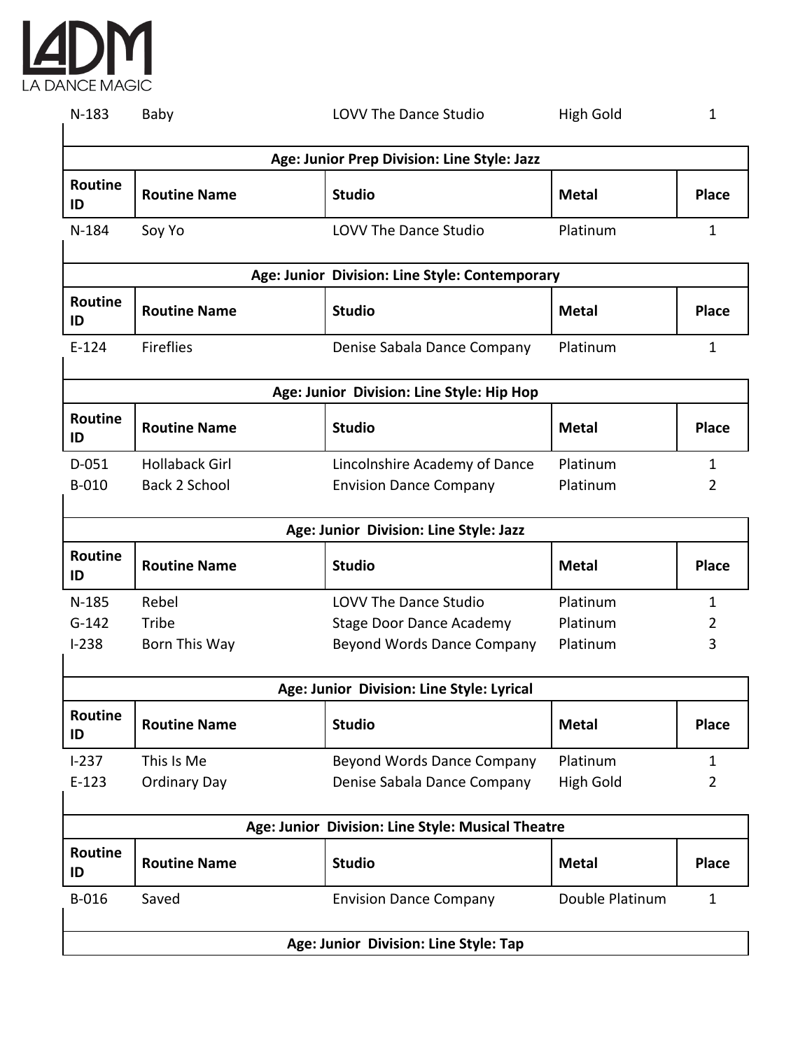| | | | | |
|---|---|---|---|---|
| N-183 | Baby | LOVV The Dance Studio | High Gold | 1 |

**Age: Junior Prep Division: Line Style: Jazz**

| Routine ID | Routine Name | Studio | Metal | Place |
|---|---|---|---|---|
| N-184 | Soy Yo | LOVV The Dance Studio | Platinum | 1 |

**Age: Junior Division: Line Style: Contemporary**

| Routine ID | Routine Name | Studio | Metal | Place |
|---|---|---|---|---|
| E-124 | Fireflies | Denise Sabala Dance Company | Platinum | 1 |

**Age: Junior Division: Line Style: Hip Hop**

| Routine ID | Routine Name | Studio | Metal | Place |
|---|---|---|---|---|
| D-051 | Hollaback Girl | Lincolnshire Academy of Dance | Platinum | 1 |
| B-010 | Back 2 School | Envision Dance Company | Platinum | 2 |

**Age: Junior Division: Line Style: Jazz**

| Routine ID | Routine Name | Studio | Metal | Place |
|---|---|---|---|---|
| N-185 | Rebel | LOVV The Dance Studio | Platinum | 1 |
| G-142 | Tribe | Stage Door Dance Academy | Platinum | 2 |
| I-238 | Born This Way | Beyond Words Dance Company | Platinum | 3 |

**Age: Junior Division: Line Style: Lyrical**

| Routine ID | Routine Name | Studio | Metal | Place |
|---|---|---|---|---|
| I-237 | This Is Me | Beyond Words Dance Company | Platinum | 1 |
| E-123 | Ordinary Day | Denise Sabala Dance Company | High Gold | 2 |

**Age: Junior Division: Line Style: Musical Theatre**

| Routine ID | Routine Name | Studio | Metal | Place |
|---|---|---|---|---|
| B-016 | Saved | Envision Dance Company | Double Platinum | 1 |

**Age: Junior Division: Line Style: Tap**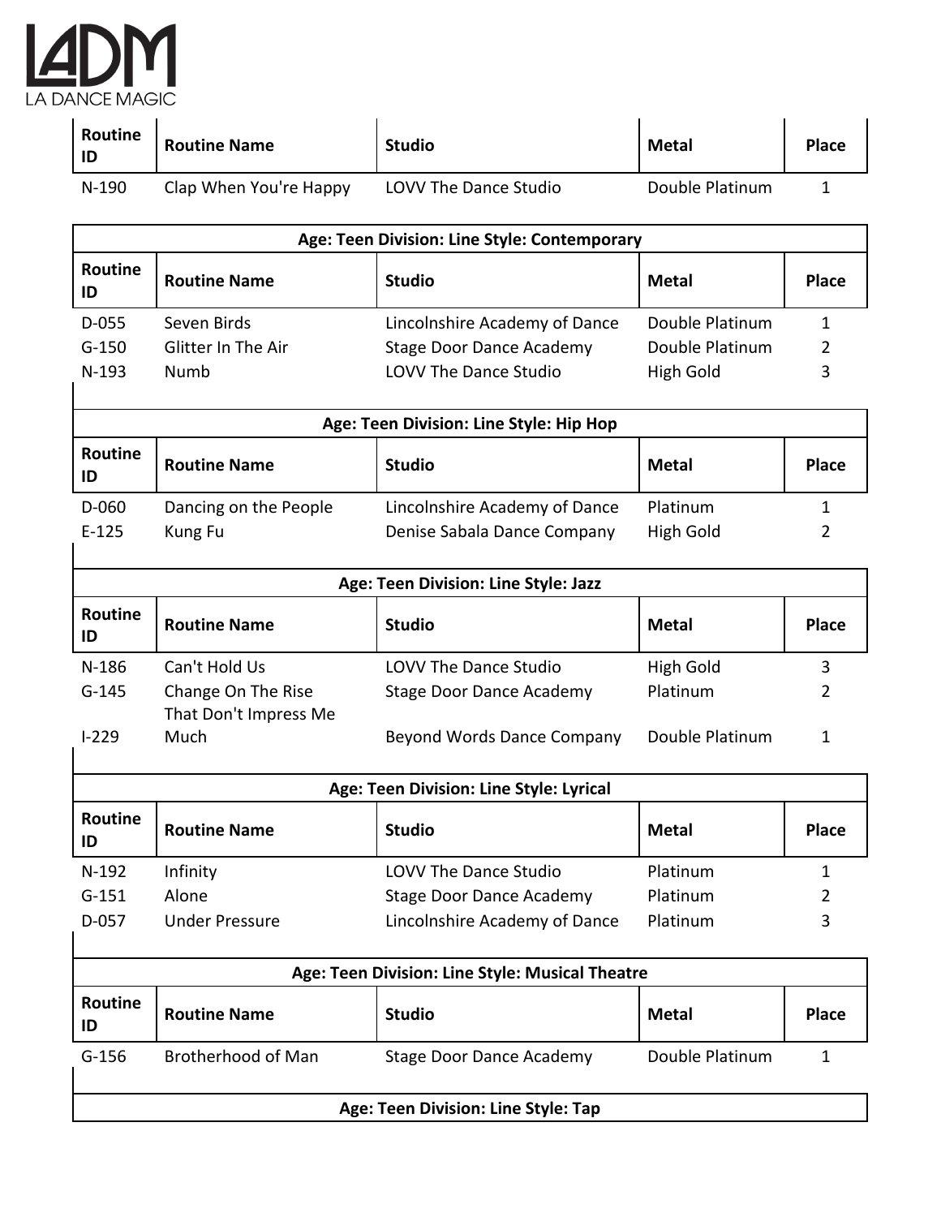| Routine ID | Routine Name | Studio | Metal | Place |
|---|---|---|---|---|
| N-190 | Clap When You're Happy | LOVV The Dance Studio | Double Platinum | 1 |

| Age: Teen Division: Line Style: Contemporary | | | | |
|---|---|---|---|---|
| Routine ID | Routine Name | Studio | Metal | Place |
| D-055 | Seven Birds | Lincolnshire Academy of Dance | Double Platinum | 1 |
| G-150 | Glitter In The Air | Stage Door Dance Academy | Double Platinum | 2 |
| N-193 | Numb | LOVV The Dance Studio | High Gold | 3 |

| Age: Teen Division: Line Style: Hip Hop | | | | |
|---|---|---|---|---|
| Routine ID | Routine Name | Studio | Metal | Place |
| D-060 | Dancing on the People | Lincolnshire Academy of Dance | Platinum | 1 |
| E-125 | Kung Fu | Denise Sabala Dance Company | High Gold | 2 |

| Age: Teen Division: Line Style: Jazz | | | | |
|---|---|---|---|---|
| Routine ID | Routine Name | Studio | Metal | Place |
| N-186 | Can't Hold Us | LOVV The Dance Studio | High Gold | 3 |
| G-145 | Change On The Rise | Stage Door Dance Academy | Platinum | 2 |
| I-229 | That Don't Impress Me Much | Beyond Words Dance Company | Double Platinum | 1 |

| Age: Teen Division: Line Style: Lyrical | | | | |
|---|---|---|---|---|
| Routine ID | Routine Name | Studio | Metal | Place |
| N-192 | Infinity | LOVV The Dance Studio | Platinum | 1 |
| G-151 | Alone | Stage Door Dance Academy | Platinum | 2 |
| D-057 | Under Pressure | Lincolnshire Academy of Dance | Platinum | 3 |

| Age: Teen Division: Line Style: Musical Theatre | | | | |
|---|---|---|---|---|
| Routine ID | Routine Name | Studio | Metal | Place |
| G-156 | Brotherhood of Man | Stage Door Dance Academy | Double Platinum | 1 |

| Age: Teen Division: Line Style: Tap |
|---|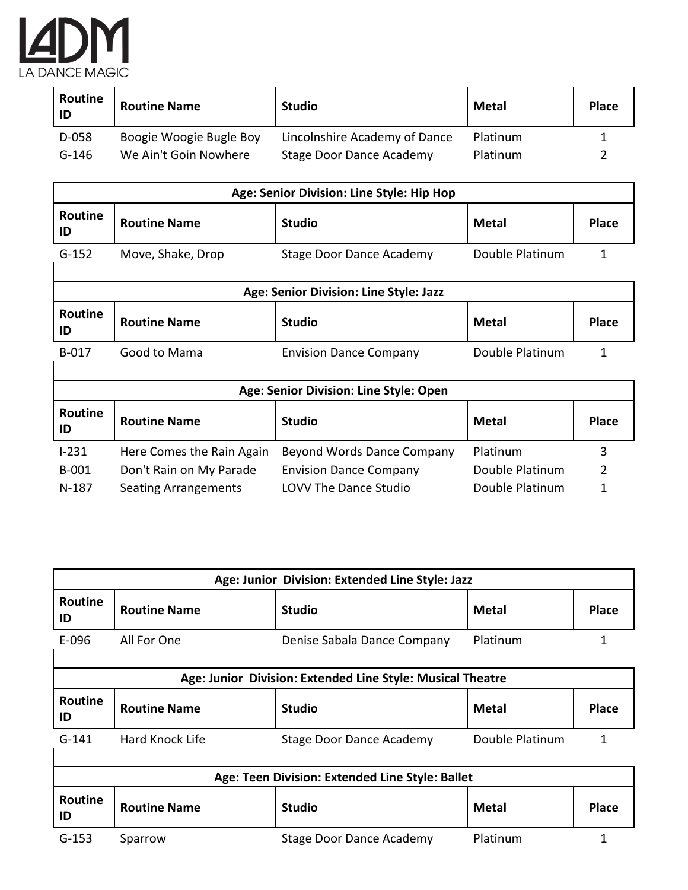| Routine ID | Routine Name | Studio | Metal | Place |
|---|---|---|---|---|
| D-058 | Boogie Woogie Bugle Boy | Lincolnshire Academy of Dance | Platinum | 1 |
| G-146 | We Ain't Goin Nowhere | Stage Door Dance Academy | Platinum | 2 |

| Age: Senior Division: Line Style: Hip Hop | | | | |
|---|---|---|---|---|
| Routine ID | Routine Name | Studio | Metal | Place |
| G-152 | Move, Shake, Drop | Stage Door Dance Academy | Double Platinum | 1 |

| Age: Senior Division: Line Style: Jazz | | | | |
|---|---|---|---|---|
| Routine ID | Routine Name | Studio | Metal | Place |
| B-017 | Good to Mama | Envision Dance Company | Double Platinum | 1 |

| Age: Senior Division: Line Style: Open | | | | |
|---|---|---|---|---|
| Routine ID | Routine Name | Studio | Metal | Place |
| I-231 | Here Comes the Rain Again | Beyond Words Dance Company | Platinum | 3 |
| B-001 | Don't Rain on My Parade | Envision Dance Company | Double Platinum | 2 |
| N-187 | Seating Arrangements | LOVV The Dance Studio | Double Platinum | 1 |

| Age: Junior Division: Extended Line Style: Jazz | | | | |
|---|---|---|---|---|
| Routine ID | Routine Name | Studio | Metal | Place |
| E-096 | All For One | Denise Sabala Dance Company | Platinum | 1 |

| Age: Junior Division: Extended Line Style: Musical Theatre | | | | |
|---|---|---|---|---|
| Routine ID | Routine Name | Studio | Metal | Place |
| G-141 | Hard Knock Life | Stage Door Dance Academy | Double Platinum | 1 |

| Age: Teen Division: Extended Line Style: Ballet | | | | |
|---|---|---|---|---|
| Routine ID | Routine Name | Studio | Metal | Place |
| G-153 | Sparrow | Stage Door Dance Academy | Platinum | 1 |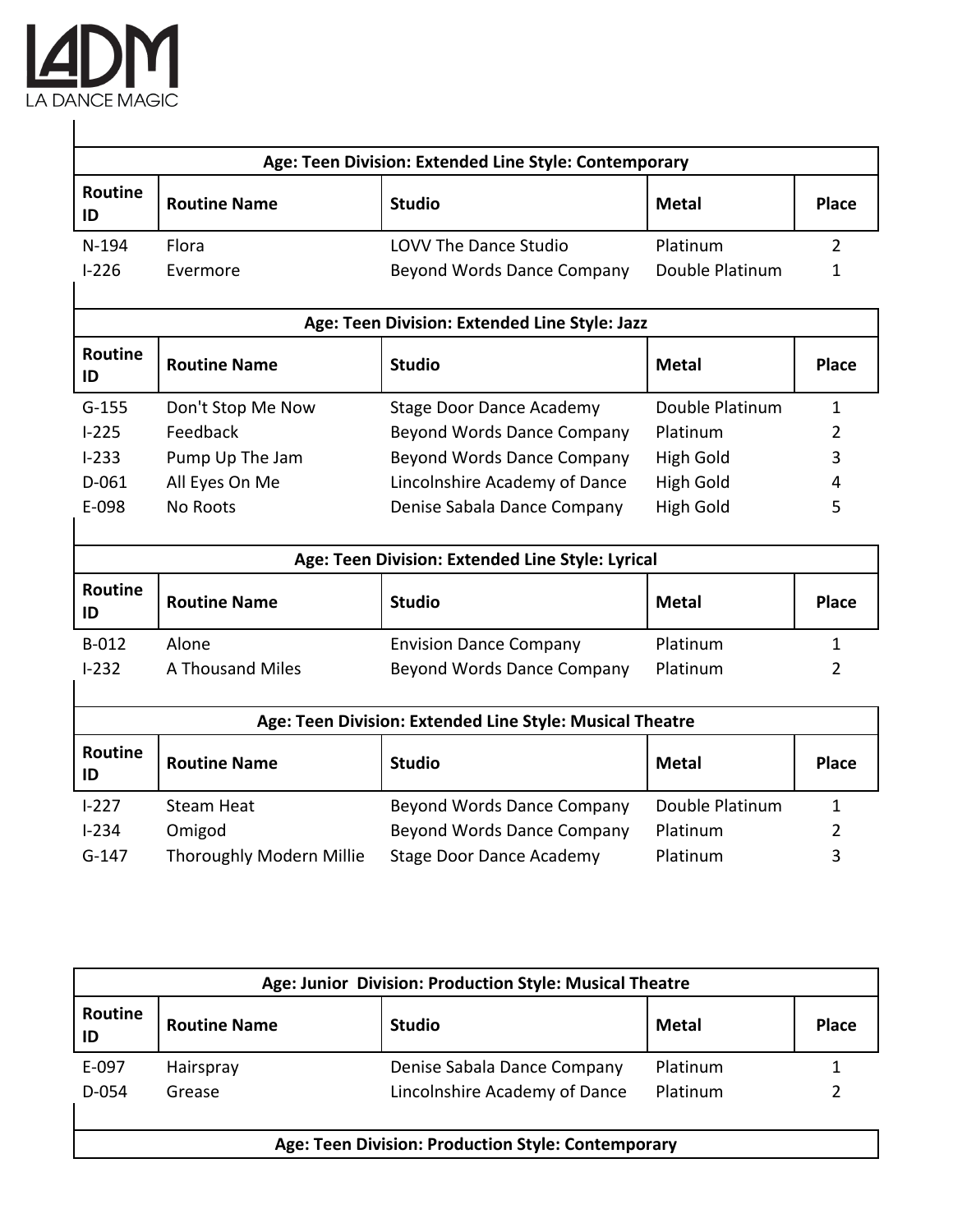| Age: Teen Division: Extended Line Style: Contemporary | | | | |
|---|---|---|---|---|
| Routine ID | Routine Name | Studio | Metal | Place |
| N-194 | Flora | LOVV The Dance Studio | Platinum | 2 |
| I-226 | Evermore | Beyond Words Dance Company | Double Platinum | 1 |

| Age: Teen Division: Extended Line Style: Jazz | | | | |
|---|---|---|---|---|
| Routine ID | Routine Name | Studio | Metal | Place |
| G-155 | Don't Stop Me Now | Stage Door Dance Academy | Double Platinum | 1 |
| I-225 | Feedback | Beyond Words Dance Company | Platinum | 2 |
| I-233 | Pump Up The Jam | Beyond Words Dance Company | High Gold | 3 |
| D-061 | All Eyes On Me | Lincolnshire Academy of Dance | High Gold | 4 |
| E-098 | No Roots | Denise Sabala Dance Company | High Gold | 5 |

| Age: Teen Division: Extended Line Style: Lyrical | | | | |
|---|---|---|---|---|
| Routine ID | Routine Name | Studio | Metal | Place |
| B-012 | Alone | Envision Dance Company | Platinum | 1 |
| I-232 | A Thousand Miles | Beyond Words Dance Company | Platinum | 2 |

| Age: Teen Division: Extended Line Style: Musical Theatre | | | | |
|---|---|---|---|---|
| Routine ID | Routine Name | Studio | Metal | Place |
| I-227 | Steam Heat | Beyond Words Dance Company | Double Platinum | 1 |
| I-234 | Omigod | Beyond Words Dance Company | Platinum | 2 |
| G-147 | Thoroughly Modern Millie | Stage Door Dance Academy | Platinum | 3 |

| Age: Junior Division: Production Style: Musical Theatre | | | | |
|---|---|---|---|---|
| Routine ID | Routine Name | Studio | Metal | Place |
| E-097 | Hairspray | Denise Sabala Dance Company | Platinum | 1 |
| D-054 | Grease | Lincolnshire Academy of Dance | Platinum | 2 |

| Age: Teen Division: Production Style: Contemporary |
|---|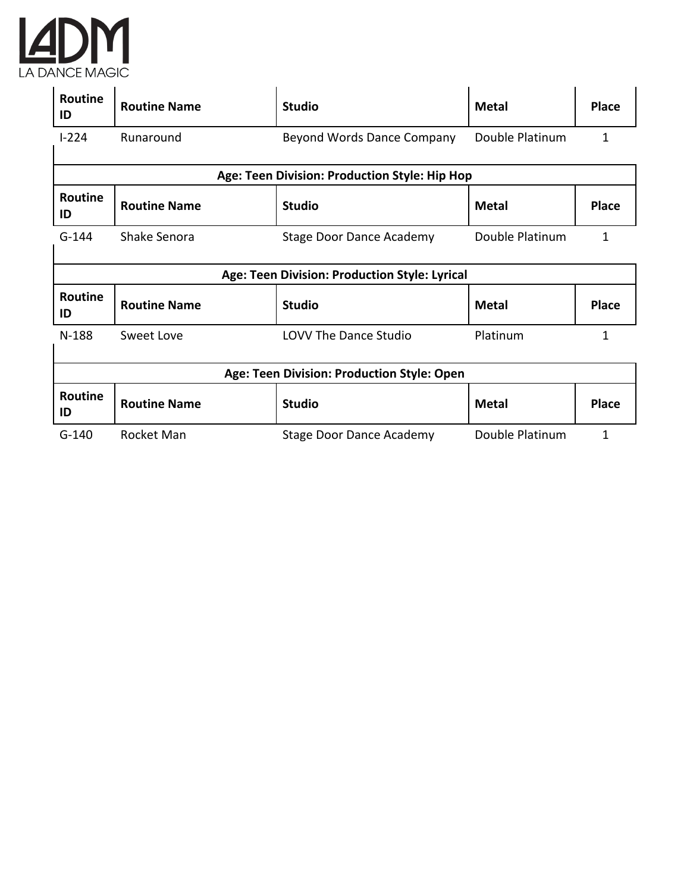| Routine ID | Routine Name | Studio | Metal | Place |
| --- | --- | --- | --- | --- |
| I-224 | Runaround | Beyond Words Dance Company | Double Platinum | 1 |

**Age: Teen Division: Production Style: Hip Hop**

| Routine ID | Routine Name | Studio | Metal | Place |
| --- | --- | --- | --- | --- |
| G-144 | Shake Senora | Stage Door Dance Academy | Double Platinum | 1 |

**Age: Teen Division: Production Style: Lyrical**

| Routine ID | Routine Name | Studio | Metal | Place |
| --- | --- | --- | --- | --- |
| N-188 | Sweet Love | LOVV The Dance Studio | Platinum | 1 |

**Age: Teen Division: Production Style: Open**

| Routine ID | Routine Name | Studio | Metal | Place |
| --- | --- | --- | --- | --- |
| G-140 | Rocket Man | Stage Door Dance Academy | Double Platinum | 1 |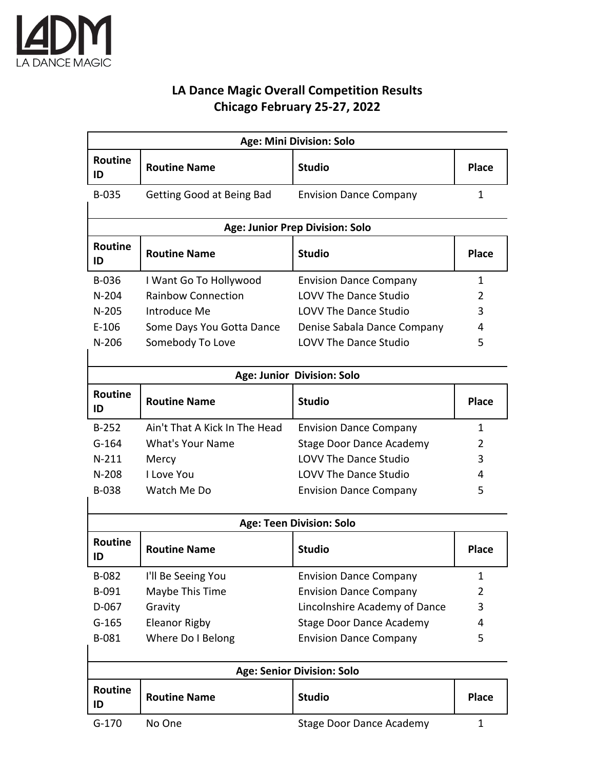LADM
LA DANCE MAGIC

# LA Dance Magic Overall Competition Results
## Chicago February 25-27, 2022

**Age: Mini Division: Solo**

| Routine ID | Routine Name | Studio | Place |
|---|---|---|---|
| B-035 | Getting Good at Being Bad | Envision Dance Company | 1 |

**Age: Junior Prep Division: Solo**

| Routine ID | Routine Name | Studio | Place |
|---|---|---|---|
| B-036 | I Want Go To Hollywood | Envision Dance Company | 1 |
| N-204 | Rainbow Connection | LOVV The Dance Studio | 2 |
| N-205 | Introduce Me | LOVV The Dance Studio | 3 |
| E-106 | Some Days You Gotta Dance | Denise Sabala Dance Company | 4 |
| N-206 | Somebody To Love | LOVV The Dance Studio | 5 |

**Age: Junior Division: Solo**

| Routine ID | Routine Name | Studio | Place |
|---|---|---|---|
| B-252 | Ain't That A Kick In The Head | Envision Dance Company | 1 |
| G-164 | What's Your Name | Stage Door Dance Academy | 2 |
| N-211 | Mercy | LOVV The Dance Studio | 3 |
| N-208 | I Love You | LOVV The Dance Studio | 4 |
| B-038 | Watch Me Do | Envision Dance Company | 5 |

**Age: Teen Division: Solo**

| Routine ID | Routine Name | Studio | Place |
|---|---|---|---|
| B-082 | I'll Be Seeing You | Envision Dance Company | 1 |
| B-091 | Maybe This Time | Envision Dance Company | 2 |
| D-067 | Gravity | Lincolnshire Academy of Dance | 3 |
| G-165 | Eleanor Rigby | Stage Door Dance Academy | 4 |
| B-081 | Where Do I Belong | Envision Dance Company | 5 |

**Age: Senior Division: Solo**

| Routine ID | Routine Name | Studio | Place |
|---|---|---|---|
| G-170 | No One | Stage Door Dance Academy | 1 |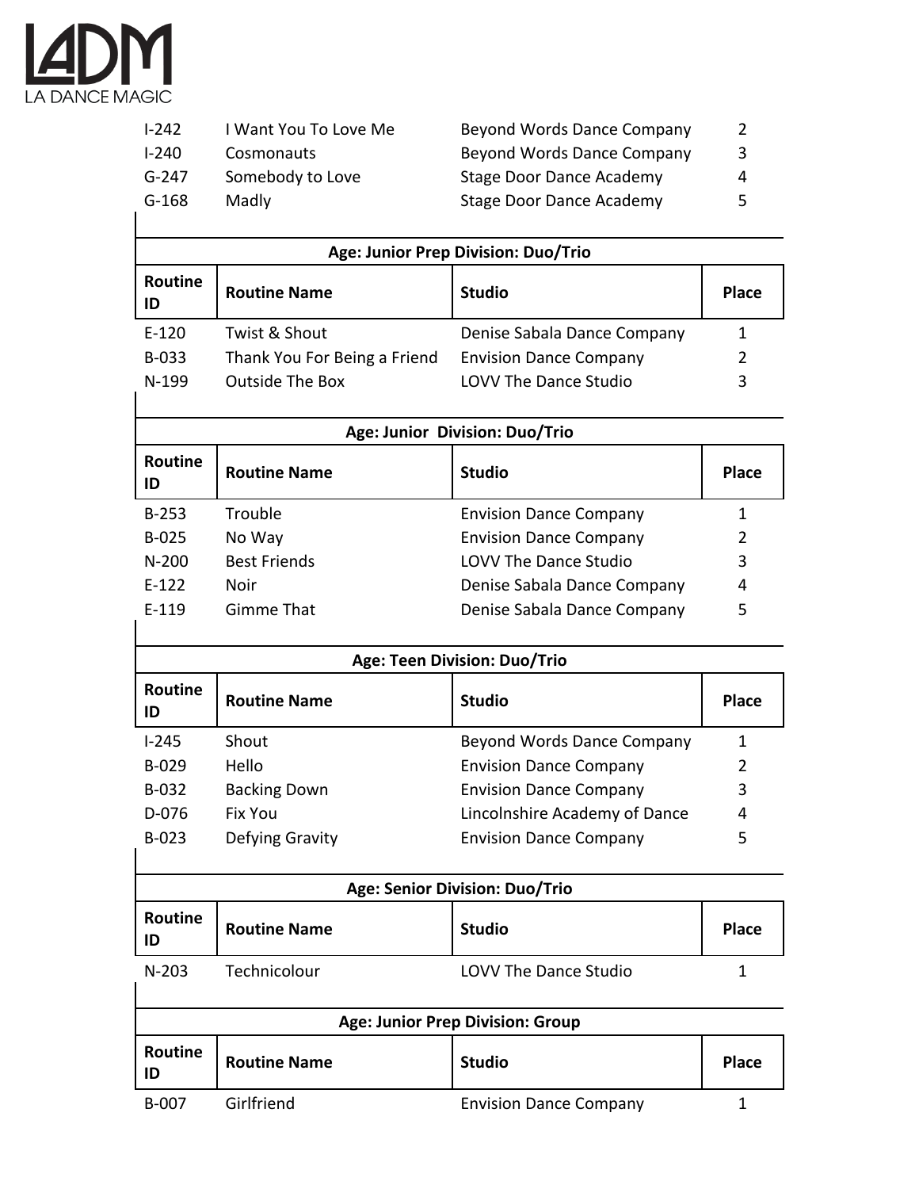| | | | |
|---|---|---|---|
| I-242 | I Want You To Love Me | Beyond Words Dance Company | 2 |
| I-240 | Cosmonauts | Beyond Words Dance Company | 3 |
| G-247 | Somebody to Love | Stage Door Dance Academy | 4 |
| G-168 | Madly | Stage Door Dance Academy | 5 |

**Age: Junior Prep Division: Duo/Trio**

| Routine ID | Routine Name | Studio | Place |
|---|---|---|---|
| E-120 | Twist & Shout | Denise Sabala Dance Company | 1 |
| B-033 | Thank You For Being a Friend | Envision Dance Company | 2 |
| N-199 | Outside The Box | LOVV The Dance Studio | 3 |

**Age: Junior Division: Duo/Trio**

| Routine ID | Routine Name | Studio | Place |
|---|---|---|---|
| B-253 | Trouble | Envision Dance Company | 1 |
| B-025 | No Way | Envision Dance Company | 2 |
| N-200 | Best Friends | LOVV The Dance Studio | 3 |
| E-122 | Noir | Denise Sabala Dance Company | 4 |
| E-119 | Gimme That | Denise Sabala Dance Company | 5 |

**Age: Teen Division: Duo/Trio**

| Routine ID | Routine Name | Studio | Place |
|---|---|---|---|
| I-245 | Shout | Beyond Words Dance Company | 1 |
| B-029 | Hello | Envision Dance Company | 2 |
| B-032 | Backing Down | Envision Dance Company | 3 |
| D-076 | Fix You | Lincolnshire Academy of Dance | 4 |
| B-023 | Defying Gravity | Envision Dance Company | 5 |

**Age: Senior Division: Duo/Trio**

| Routine ID | Routine Name | Studio | Place |
|---|---|---|---|
| N-203 | Technicolour | LOVV The Dance Studio | 1 |

**Age: Junior Prep Division: Group**

| Routine ID | Routine Name | Studio | Place |
|---|---|---|---|
| B-007 | Girlfriend | Envision Dance Company | 1 |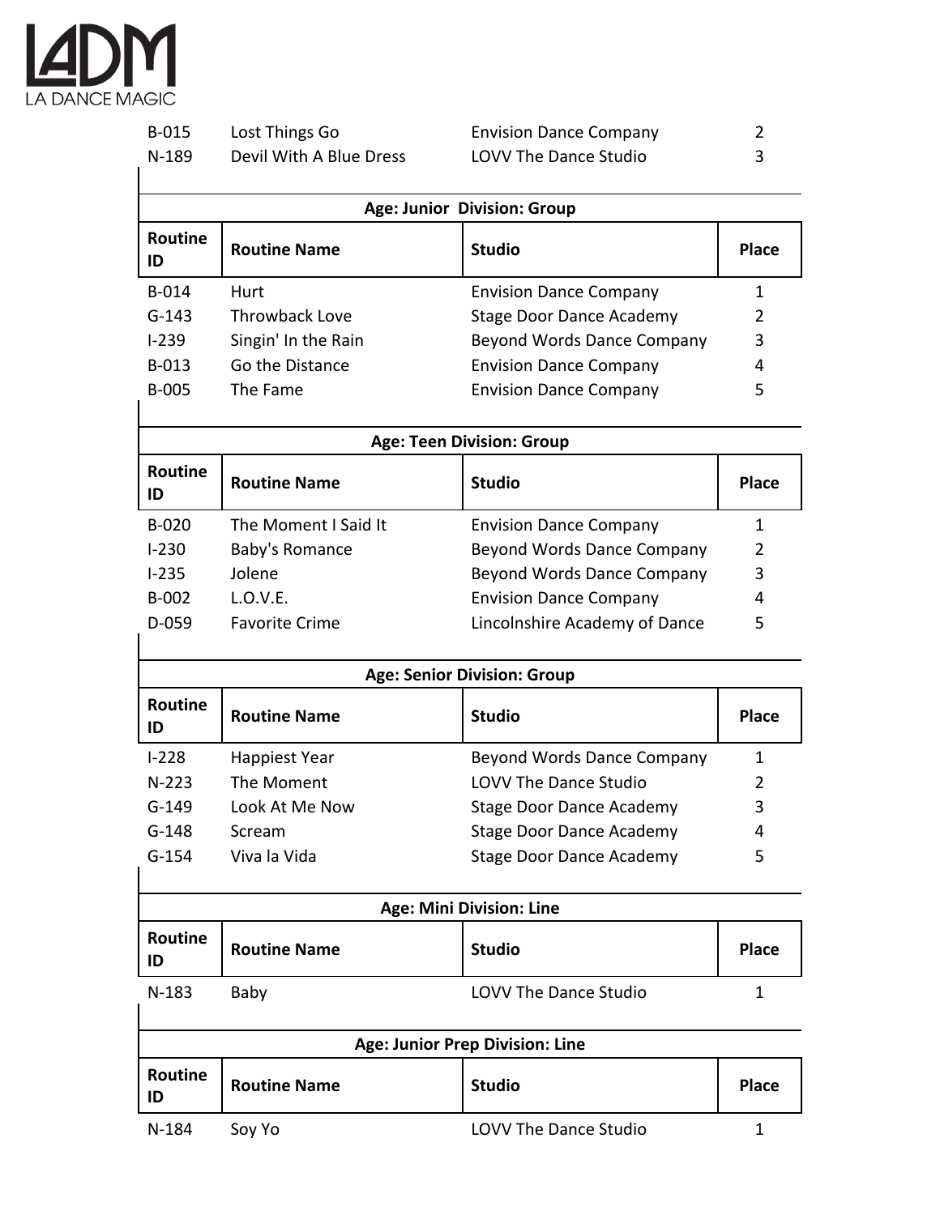| | | | |
|---|---|---|---|
| B-015 | Lost Things Go | Envision Dance Company | 2 |
| N-189 | Devil With A Blue Dress | LOVV The Dance Studio | 3 |

**Age: Junior Division: Group**

| Routine ID | Routine Name | Studio | Place |
|---|---|---|---|
| B-014 | Hurt | Envision Dance Company | 1 |
| G-143 | Throwback Love | Stage Door Dance Academy | 2 |
| I-239 | Singin' In the Rain | Beyond Words Dance Company | 3 |
| B-013 | Go the Distance | Envision Dance Company | 4 |
| B-005 | The Fame | Envision Dance Company | 5 |

**Age: Teen Division: Group**

| Routine ID | Routine Name | Studio | Place |
|---|---|---|---|
| B-020 | The Moment I Said It | Envision Dance Company | 1 |
| I-230 | Baby's Romance | Beyond Words Dance Company | 2 |
| I-235 | Jolene | Beyond Words Dance Company | 3 |
| B-002 | L.O.V.E. | Envision Dance Company | 4 |
| D-059 | Favorite Crime | Lincolnshire Academy of Dance | 5 |

**Age: Senior Division: Group**

| Routine ID | Routine Name | Studio | Place |
|---|---|---|---|
| I-228 | Happiest Year | Beyond Words Dance Company | 1 |
| N-223 | The Moment | LOVV The Dance Studio | 2 |
| G-149 | Look At Me Now | Stage Door Dance Academy | 3 |
| G-148 | Scream | Stage Door Dance Academy | 4 |
| G-154 | Viva la Vida | Stage Door Dance Academy | 5 |

**Age: Mini Division: Line**

| Routine ID | Routine Name | Studio | Place |
|---|---|---|---|
| N-183 | Baby | LOVV The Dance Studio | 1 |

**Age: Junior Prep Division: Line**

| Routine ID | Routine Name | Studio | Place |
|---|---|---|---|
| N-184 | Soy Yo | LOVV The Dance Studio | 1 |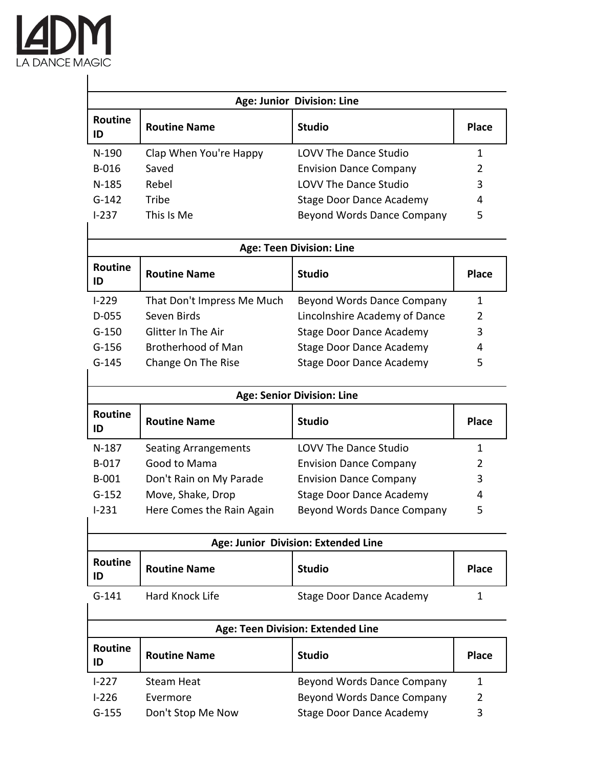LADM
LA DANCE MAGIC

| Age: Junior Division: Line | | | |
|---|---|---|---|
| Routine ID | Routine Name | Studio | Place |
| N-190 | Clap When You're Happy | LOVV The Dance Studio | 1 |
| B-016 | Saved | Envision Dance Company | 2 |
| N-185 | Rebel | LOVV The Dance Studio | 3 |
| G-142 | Tribe | Stage Door Dance Academy | 4 |
| I-237 | This Is Me | Beyond Words Dance Company | 5 |

| Age: Teen Division: Line | | | |
|---|---|---|---|
| Routine ID | Routine Name | Studio | Place |
| I-229 | That Don't Impress Me Much | Beyond Words Dance Company | 1 |
| D-055 | Seven Birds | Lincolnshire Academy of Dance | 2 |
| G-150 | Glitter In The Air | Stage Door Dance Academy | 3 |
| G-156 | Brotherhood of Man | Stage Door Dance Academy | 4 |
| G-145 | Change On The Rise | Stage Door Dance Academy | 5 |

| Age: Senior Division: Line | | | |
|---|---|---|---|
| Routine ID | Routine Name | Studio | Place |
| N-187 | Seating Arrangements | LOVV The Dance Studio | 1 |
| B-017 | Good to Mama | Envision Dance Company | 2 |
| B-001 | Don't Rain on My Parade | Envision Dance Company | 3 |
| G-152 | Move, Shake, Drop | Stage Door Dance Academy | 4 |
| I-231 | Here Comes the Rain Again | Beyond Words Dance Company | 5 |

| Age: Junior Division: Extended Line | | | |
|---|---|---|---|
| Routine ID | Routine Name | Studio | Place |
| G-141 | Hard Knock Life | Stage Door Dance Academy | 1 |

| Age: Teen Division: Extended Line | | | |
|---|---|---|---|
| Routine ID | Routine Name | Studio | Place |
| I-227 | Steam Heat | Beyond Words Dance Company | 1 |
| I-226 | Evermore | Beyond Words Dance Company | 2 |
| G-155 | Don't Stop Me Now | Stage Door Dance Academy | 3 |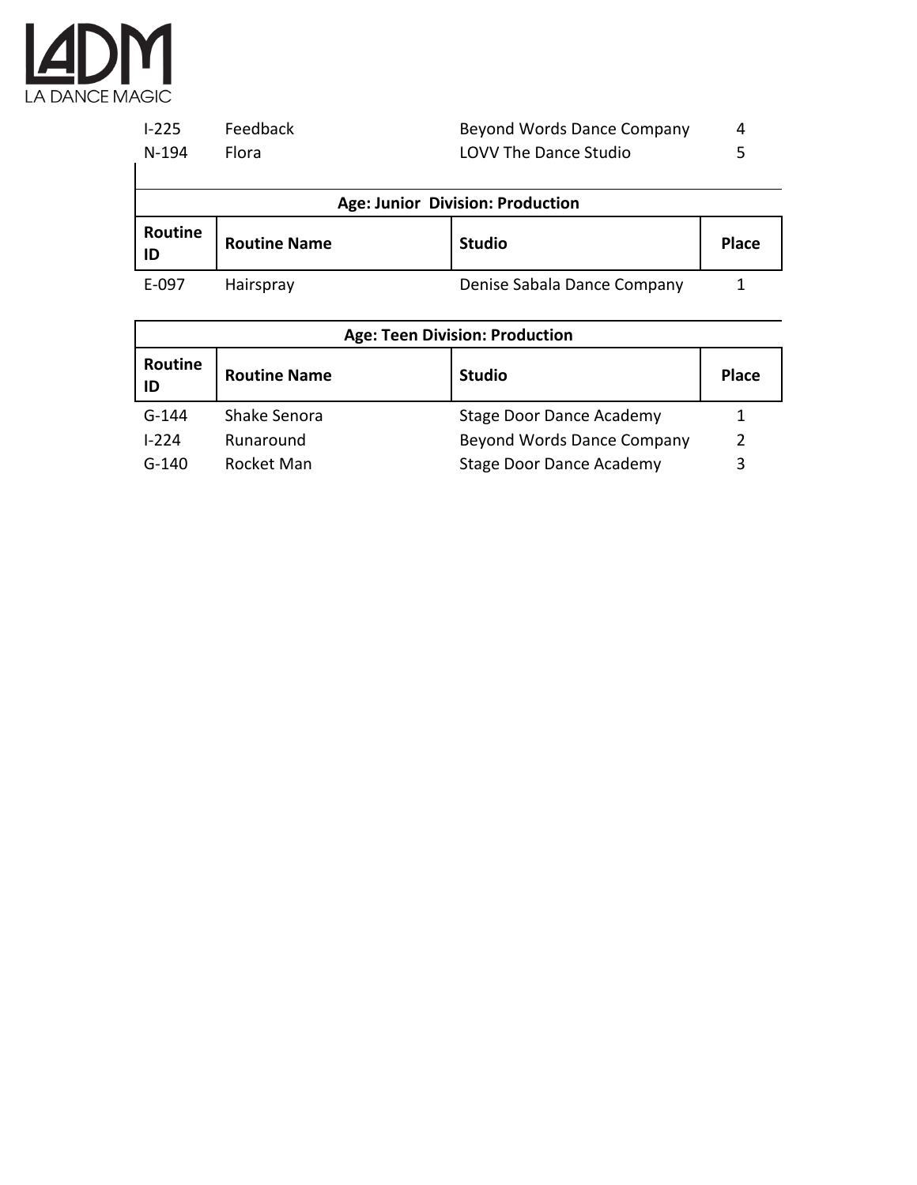| | | | |
|---|---|---|---|
| I-225 | Feedback | Beyond Words Dance Company | 4 |
| N-194 | Flora | LOVV The Dance Studio | 5 |

**Age: Junior Division: Production**

| Routine ID | Routine Name | Studio | Place |
|---|---|---|---|
| E-097 | Hairspray | Denise Sabala Dance Company | 1 |

**Age: Teen Division: Production**

| Routine ID | Routine Name | Studio | Place |
|---|---|---|---|
| G-144 | Shake Senora | Stage Door Dance Academy | 1 |
| I-224 | Runaround | Beyond Words Dance Company | 2 |
| G-140 | Rocket Man | Stage Door Dance Academy | 3 |